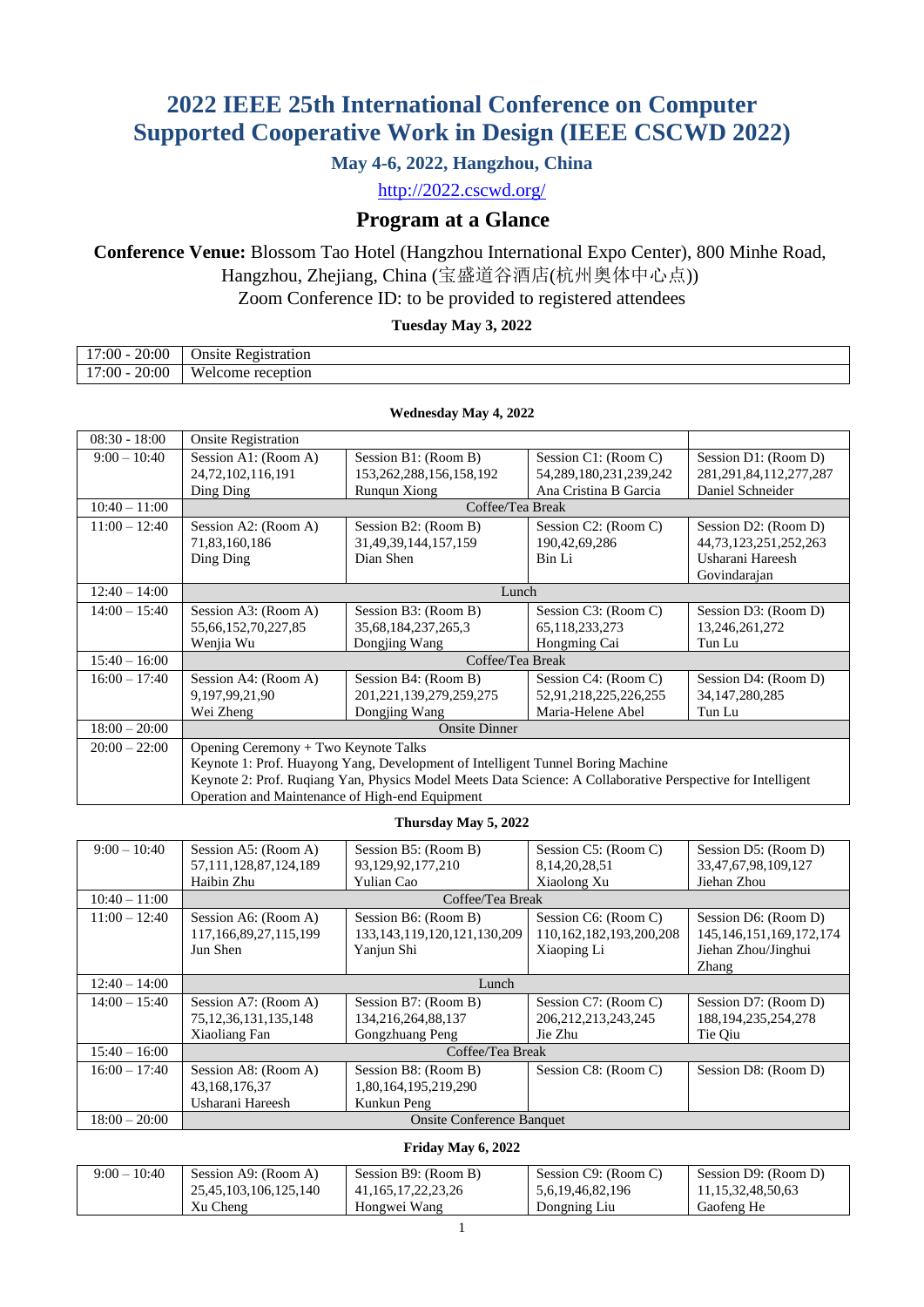# 2022 IEEE 25th International Conference on Computer Supported Cooperative Work in Design (IEEE CSCWD 2022)

### May 4-6, 2022, Hangzhou, China

http://2022.cscwd.org/

## Program at a Glance

**Conference Venue:** Blossom Tao Hotel (Hangzhou International Expo Center), 800 Minhe Road, Hangzhou, Zhejiang, China (宝盛道谷酒店(杭州奥体中心点))

Zoom Conference ID: to be provided to registered attendees

**Tuesday May 3, 2022**

| | |
|---|---|
| 17:00 - 20:00 | Onsite Registration |
| 17:00 - 20:00 | Welcome reception |

**Wednesday May 4, 2022**

| | | | | |
|---|---|---|---|---|
| 08:30 - 18:00 | Onsite Registration | | | |
| 9:00 – 10:40 | Session A1: (Room A) 24,72,102,116,191 Ding Ding | Session B1: (Room B) 153,262,288,156,158,192 Runqun Xiong | Session C1: (Room C) 54,289,180,231,239,242 Ana Cristina B Garcia | Session D1: (Room D) 281,291,84,112,277,287 Daniel Schneider |
| 10:40 – 11:00 | Coffee/Tea Break | | | |
| 11:00 – 12:40 | Session A2: (Room A) 71,83,160,186 Ding Ding | Session B2: (Room B) 31,49,39,144,157,159 Dian Shen | Session C2: (Room C) 190,42,69,286 Bin Li | Session D2: (Room D) 44,73,123,251,252,263 Usharani Hareesh Govindarajan |
| 12:40 – 14:00 | Lunch | | | |
| 14:00 – 15:40 | Session A3: (Room A) 55,66,152,70,227,85 Wenjia Wu | Session B3: (Room B) 35,68,184,237,265,3 Dongjing Wang | Session C3: (Room C) 65,118,233,273 Hongming Cai | Session D3: (Room D) 13,246,261,272 Tun Lu |
| 15:40 – 16:00 | Coffee/Tea Break | | | |
| 16:00 – 17:40 | Session A4: (Room A) 9,197,99,21,90 Wei Zheng | Session B4: (Room B) 201,221,139,279,259,275 Dongjing Wang | Session C4: (Room C) 52,91,218,225,226,255 Maria-Helene Abel | Session D4: (Room D) 34,147,280,285 Tun Lu |
| 18:00 – 20:00 | Onsite Dinner | | | |
| 20:00 – 22:00 | Opening Ceremony + Two Keynote Talks<br>Keynote 1: Prof. Huayong Yang, Development of Intelligent Tunnel Boring Machine<br>Keynote 2: Prof. Ruqiang Yan, Physics Model Meets Data Science: A Collaborative Perspective for Intelligent Operation and Maintenance of High-end Equipment | | | |

**Thursday May 5, 2022**

| | | | | |
|---|---|---|---|---|
| 9:00 – 10:40 | Session A5: (Room A) 57,111,128,87,124,189 Haibin Zhu | Session B5: (Room B) 93,129,92,177,210 Yulian Cao | Session C5: (Room C) 8,14,20,28,51 Xiaolong Xu | Session D5: (Room D) 33,47,67,98,109,127 Jiehan Zhou |
| 10:40 – 11:00 | Coffee/Tea Break | | | |
| 11:00 – 12:40 | Session A6: (Room A) 117,166,89,27,115,199 Jun Shen | Session B6: (Room B) 133,143,119,120,121,130,209 Yanjun Shi | Session C6: (Room C) 110,162,182,193,200,208 Xiaoping Li | Session D6: (Room D) 145,146,151,169,172,174 Jiehan Zhou/Jinghui Zhang |
| 12:40 – 14:00 | Lunch | | | |
| 14:00 – 15:40 | Session A7: (Room A) 75,12,36,131,135,148 Xiaoliang Fan | Session B7: (Room B) 134,216,264,88,137 Gongzhuang Peng | Session C7: (Room C) 206,212,213,243,245 Jie Zhu | Session D7: (Room D) 188,194,235,254,278 Tie Qiu |
| 15:40 – 16:00 | Coffee/Tea Break | | | |
| 16:00 – 17:40 | Session A8: (Room A) 43,168,176,37 Usharani Hareesh | Session B8: (Room B) 1,80,164,195,219,290 Kunkun Peng | Session C8: (Room C) | Session D8: (Room D) |
| 18:00 – 20:00 | Onsite Conference Banquet | | | |

**Friday May 6, 2022**

| | | | | |
|---|---|---|---|---|
| 9:00 – 10:40 | Session A9: (Room A) 25,45,103,106,125,140 Xu Cheng | Session B9: (Room B) 41,165,17,22,23,26 Hongwei Wang | Session C9: (Room C) 5,6,19,46,82,196 Dongning Liu | Session D9: (Room D) 11,15,32,48,50,63 Gaofeng He |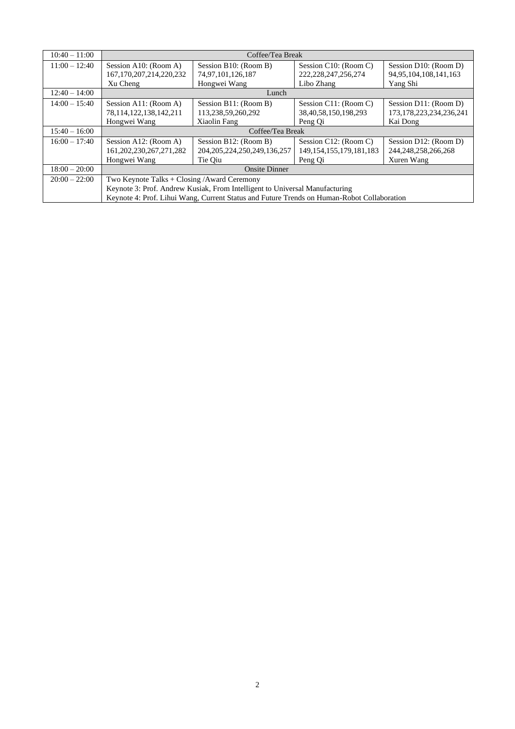| | | | | |
|---|---|---|---|---|
| 10:40 – 11:00 | Coffee/Tea Break | | | |
| 11:00 – 12:40 | Session A10: (Room A)<br>167,170,207,214,220,232<br>Xu Cheng | Session B10: (Room B)<br>74,97,101,126,187<br>Hongwei Wang | Session C10: (Room C)<br>222,228,247,256,274<br>Libo Zhang | Session D10: (Room D)<br>94,95,104,108,141,163<br>Yang Shi |
| 12:40 – 14:00 | Lunch | | | |
| 14:00 – 15:40 | Session A11: (Room A)<br>78,114,122,138,142,211<br>Hongwei Wang | Session B11: (Room B)<br>113,238,59,260,292<br>Xiaolin Fang | Session C11: (Room C)<br>38,40,58,150,198,293<br>Peng Qi | Session D11: (Room D)<br>173,178,223,234,236,241<br>Kai Dong |
| 15:40 – 16:00 | Coffee/Tea Break | | | |
| 16:00 – 17:40 | Session A12: (Room A)<br>161,202,230,267,271,282<br>Hongwei Wang | Session B12: (Room B)<br>204,205,224,250,249,136,257<br>Tie Qiu | Session C12: (Room C)<br>149,154,155,179,181,183<br>Peng Qi | Session D12: (Room D)<br>244,248,258,266,268<br>Xuren Wang |
| 18:00 – 20:00 | Onsite Dinner | | | |
| 20:00 – 22:00 | Two Keynote Talks + Closing /Award Ceremony<br>Keynote 3: Prof. Andrew Kusiak, From Intelligent to Universal Manufacturing<br>Keynote 4: Prof. Lihui Wang, Current Status and Future Trends on Human-Robot Collaboration | | | |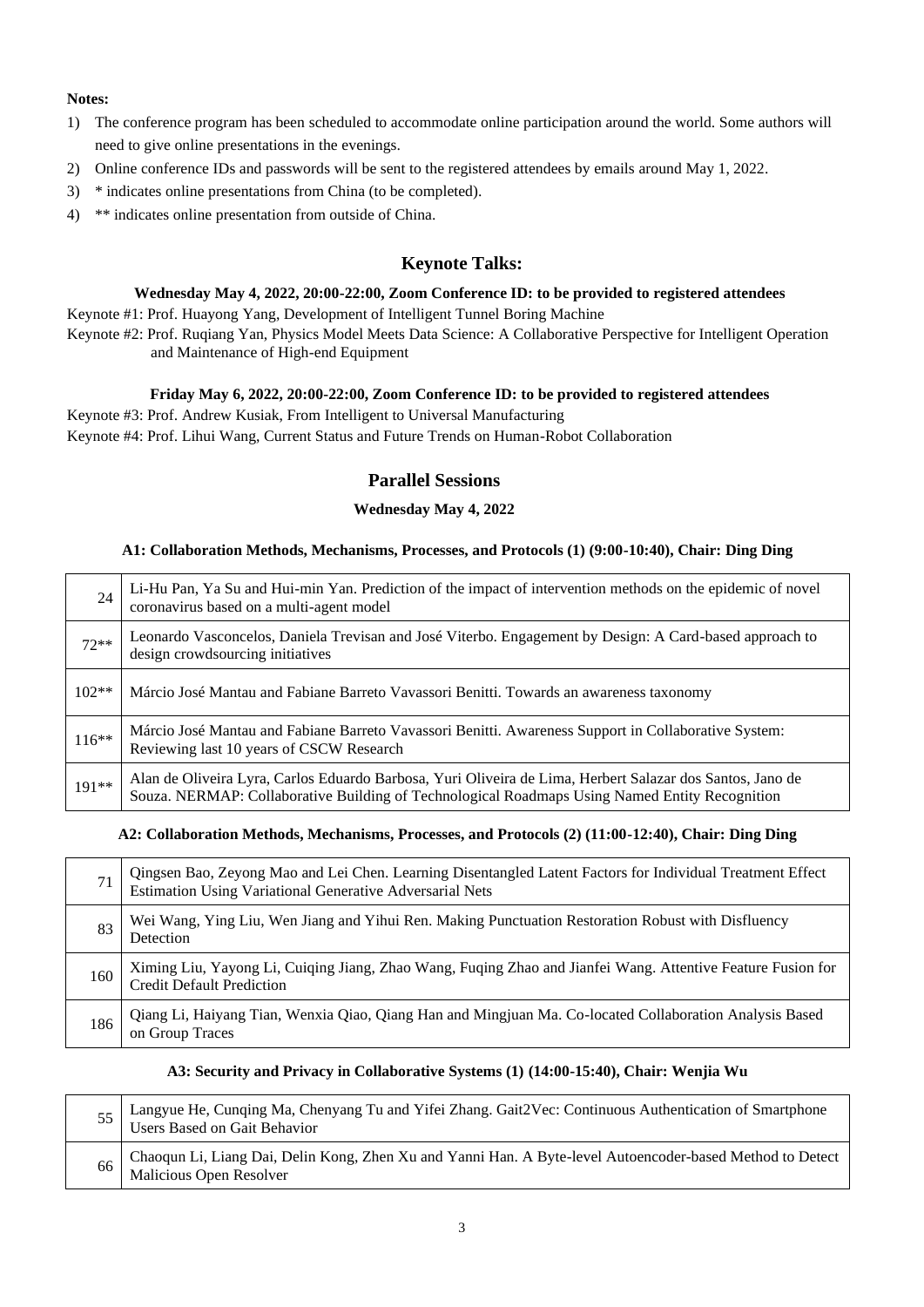**Notes:**

1) The conference program has been scheduled to accommodate online participation around the world. Some authors will need to give online presentations in the evenings.
2) Online conference IDs and passwords will be sent to the registered attendees by emails around May 1, 2022.
3) * indicates online presentations from China (to be completed).
4) ** indicates online presentation from outside of China.

## Keynote Talks:

**Wednesday May 4, 2022, 20:00-22:00, Zoom Conference ID: to be provided to registered attendees**

Keynote #1: Prof. Huayong Yang, Development of Intelligent Tunnel Boring Machine

Keynote #2: Prof. Ruqiang Yan, Physics Model Meets Data Science: A Collaborative Perspective for Intelligent Operation and Maintenance of High-end Equipment

**Friday May 6, 2022, 20:00-22:00, Zoom Conference ID: to be provided to registered attendees**

Keynote #3: Prof. Andrew Kusiak, From Intelligent to Universal Manufacturing

Keynote #4: Prof. Lihui Wang, Current Status and Future Trends on Human-Robot Collaboration

## Parallel Sessions

**Wednesday May 4, 2022**

**A1: Collaboration Methods, Mechanisms, Processes, and Protocols (1) (9:00-10:40), Chair: Ding Ding**

| | |
|---|---|
| 24 | Li-Hu Pan, Ya Su and Hui-min Yan. Prediction of the impact of intervention methods on the epidemic of novel coronavirus based on a multi-agent model |
| 72** | Leonardo Vasconcelos, Daniela Trevisan and José Viterbo. Engagement by Design: A Card-based approach to design crowdsourcing initiatives |
| 102** | Márcio José Mantau and Fabiane Barreto Vavassori Benitti. Towards an awareness taxonomy |
| 116** | Márcio José Mantau and Fabiane Barreto Vavassori Benitti. Awareness Support in Collaborative System: Reviewing last 10 years of CSCW Research |
| 191** | Alan de Oliveira Lyra, Carlos Eduardo Barbosa, Yuri Oliveira de Lima, Herbert Salazar dos Santos, Jano de Souza. NERMAP: Collaborative Building of Technological Roadmaps Using Named Entity Recognition |

**A2: Collaboration Methods, Mechanisms, Processes, and Protocols (2) (11:00-12:40), Chair: Ding Ding**

| | |
|---|---|
| 71 | Qingsen Bao, Zeyong Mao and Lei Chen. Learning Disentangled Latent Factors for Individual Treatment Effect Estimation Using Variational Generative Adversarial Nets |
| 83 | Wei Wang, Ying Liu, Wen Jiang and Yihui Ren. Making Punctuation Restoration Robust with Disfluency Detection |
| 160 | Ximing Liu, Yayong Li, Cuiqing Jiang, Zhao Wang, Fuqing Zhao and Jianfei Wang. Attentive Feature Fusion for Credit Default Prediction |
| 186 | Qiang Li, Haiyang Tian, Wenxia Qiao, Qiang Han and Mingjuan Ma. Co-located Collaboration Analysis Based on Group Traces |

**A3: Security and Privacy in Collaborative Systems (1) (14:00-15:40), Chair: Wenjia Wu**

| | |
|---|---|
| 55 | Langyue He, Cunqing Ma, Chenyang Tu and Yifei Zhang. Gait2Vec: Continuous Authentication of Smartphone Users Based on Gait Behavior |
| 66 | Chaoqun Li, Liang Dai, Delin Kong, Zhen Xu and Yanni Han. A Byte-level Autoencoder-based Method to Detect Malicious Open Resolver |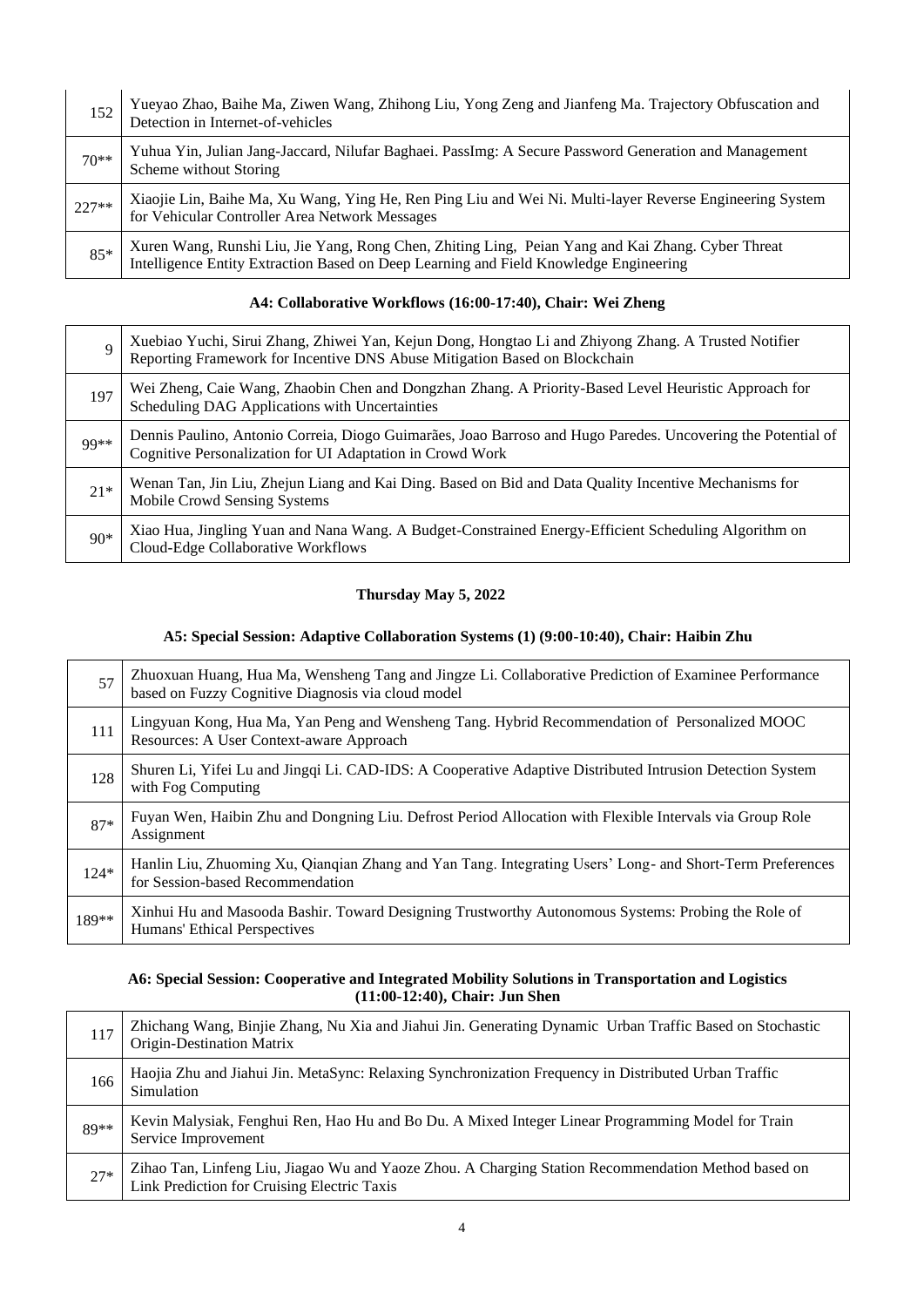| | |
|---|---|
| 152 | Yueyao Zhao, Baihe Ma, Ziwen Wang, Zhihong Liu, Yong Zeng and Jianfeng Ma. Trajectory Obfuscation and Detection in Internet-of-vehicles |
| 70** | Yuhua Yin, Julian Jang-Jaccard, Nilufar Baghaei. PassImg: A Secure Password Generation and Management Scheme without Storing |
| 227** | Xiaojie Lin, Baihe Ma, Xu Wang, Ying He, Ren Ping Liu and Wei Ni. Multi-layer Reverse Engineering System for Vehicular Controller Area Network Messages |
| 85* | Xuren Wang, Runshi Liu, Jie Yang, Rong Chen, Zhiting Ling, Peian Yang and Kai Zhang. Cyber Threat Intelligence Entity Extraction Based on Deep Learning and Field Knowledge Engineering |

**A4: Collaborative Workflows (16:00-17:40), Chair: Wei Zheng**

| | |
|---|---|
| 9 | Xuebiao Yuchi, Sirui Zhang, Zhiwei Yan, Kejun Dong, Hongtao Li and Zhiyong Zhang. A Trusted Notifier Reporting Framework for Incentive DNS Abuse Mitigation Based on Blockchain |
| 197 | Wei Zheng, Caie Wang, Zhaobin Chen and Dongzhan Zhang. A Priority-Based Level Heuristic Approach for Scheduling DAG Applications with Uncertainties |
| 99** | Dennis Paulino, Antonio Correia, Diogo Guimarães, Joao Barroso and Hugo Paredes. Uncovering the Potential of Cognitive Personalization for UI Adaptation in Crowd Work |
| 21* | Wenan Tan, Jin Liu, Zhejun Liang and Kai Ding. Based on Bid and Data Quality Incentive Mechanisms for Mobile Crowd Sensing Systems |
| 90* | Xiao Hua, Jingling Yuan and Nana Wang. A Budget-Constrained Energy-Efficient Scheduling Algorithm on Cloud-Edge Collaborative Workflows |

## Thursday May 5, 2022

**A5: Special Session: Adaptive Collaboration Systems (1) (9:00-10:40), Chair: Haibin Zhu**

| | |
|---|---|
| 57 | Zhuoxuan Huang, Hua Ma, Wensheng Tang and Jingze Li. Collaborative Prediction of Examinee Performance based on Fuzzy Cognitive Diagnosis via cloud model |
| 111 | Lingyuan Kong, Hua Ma, Yan Peng and Wensheng Tang. Hybrid Recommendation of Personalized MOOC Resources: A User Context-aware Approach |
| 128 | Shuren Li, Yifei Lu and Jingqi Li. CAD-IDS: A Cooperative Adaptive Distributed Intrusion Detection System with Fog Computing |
| 87* | Fuyan Wen, Haibin Zhu and Dongning Liu. Defrost Period Allocation with Flexible Intervals via Group Role Assignment |
| 124* | Hanlin Liu, Zhuoming Xu, Qianqian Zhang and Yan Tang. Integrating Users' Long- and Short-Term Preferences for Session-based Recommendation |
| 189** | Xinhui Hu and Masooda Bashir. Toward Designing Trustworthy Autonomous Systems: Probing the Role of Humans' Ethical Perspectives |

**A6: Special Session: Cooperative and Integrated Mobility Solutions in Transportation and Logistics (11:00-12:40), Chair: Jun Shen**

| | |
|---|---|
| 117 | Zhichang Wang, Binjie Zhang, Nu Xia and Jiahui Jin. Generating Dynamic Urban Traffic Based on Stochastic Origin-Destination Matrix |
| 166 | Haojia Zhu and Jiahui Jin. MetaSync: Relaxing Synchronization Frequency in Distributed Urban Traffic Simulation |
| 89** | Kevin Malysiak, Fenghui Ren, Hao Hu and Bo Du. A Mixed Integer Linear Programming Model for Train Service Improvement |
| 27* | Zihao Tan, Linfeng Liu, Jiagao Wu and Yaoze Zhou. A Charging Station Recommendation Method based on Link Prediction for Cruising Electric Taxis |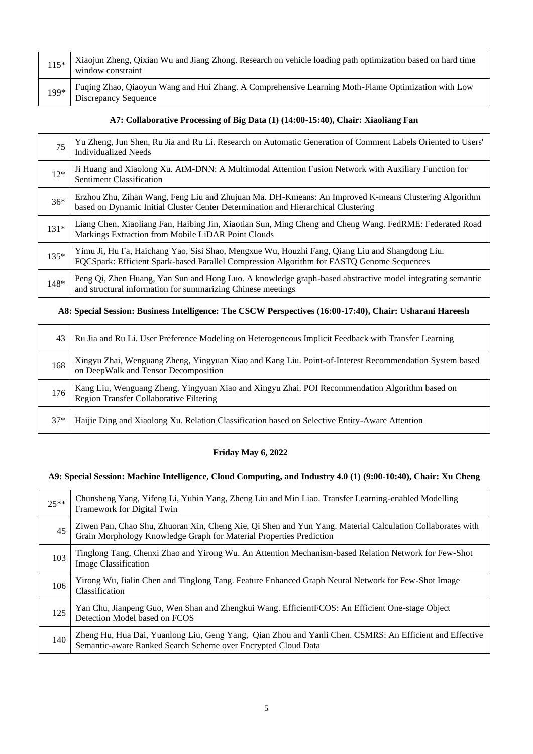| | |
|---|---|
| 115* | Xiaojun Zheng, Qixian Wu and Jiang Zhong. Research on vehicle loading path optimization based on hard time window constraint |
| 199* | Fuqing Zhao, Qiaoyun Wang and Hui Zhang. A Comprehensive Learning Moth-Flame Optimization with Low Discrepancy Sequence |

**A7: Collaborative Processing of Big Data (1) (14:00-15:40), Chair: Xiaoliang Fan**

| | |
|---|---|
| 75 | Yu Zheng, Jun Shen, Ru Jia and Ru Li. Research on Automatic Generation of Comment Labels Oriented to Users' Individualized Needs |
| 12* | Ji Huang and Xiaolong Xu. AtM-DNN: A Multimodal Attention Fusion Network with Auxiliary Function for Sentiment Classification |
| 36* | Erzhou Zhu, Zihan Wang, Feng Liu and Zhujuan Ma. DH-Kmeans: An Improved K-means Clustering Algorithm based on Dynamic Initial Cluster Center Determination and Hierarchical Clustering |
| 131* | Liang Chen, Xiaoliang Fan, Haibing Jin, Xiaotian Sun, Ming Cheng and Cheng Wang. FedRME: Federated Road Markings Extraction from Mobile LiDAR Point Clouds |
| 135* | Yimu Ji, Hu Fa, Haichang Yao, Sisi Shao, Mengxue Wu, Houzhi Fang, Qiang Liu and Shangdong Liu. FQCSpark: Efficient Spark-based Parallel Compression Algorithm for FASTQ Genome Sequences |
| 148* | Peng Qi, Zhen Huang, Yan Sun and Hong Luo. A knowledge graph-based abstractive model integrating semantic and structural information for summarizing Chinese meetings |

**A8: Special Session: Business Intelligence: The CSCW Perspectives (16:00-17:40), Chair: Usharani Hareesh**

| | |
|---|---|
| 43 | Ru Jia and Ru Li. User Preference Modeling on Heterogeneous Implicit Feedback with Transfer Learning |
| 168 | Xingyu Zhai, Wenguang Zheng, Yingyuan Xiao and Kang Liu. Point-of-Interest Recommendation System based on DeepWalk and Tensor Decomposition |
| 176 | Kang Liu, Wenguang Zheng, Yingyuan Xiao and Xingyu Zhai. POI Recommendation Algorithm based on Region Transfer Collaborative Filtering |
| 37* | Haijie Ding and Xiaolong Xu. Relation Classification based on Selective Entity-Aware Attention |

**Friday May 6, 2022**

**A9: Special Session: Machine Intelligence, Cloud Computing, and Industry 4.0 (1) (9:00-10:40), Chair: Xu Cheng**

| | |
|---|---|
| 25** | Chunsheng Yang, Yifeng Li, Yubin Yang, Zheng Liu and Min Liao. Transfer Learning-enabled Modelling Framework for Digital Twin |
| 45 | Ziwen Pan, Chao Shu, Zhuoran Xin, Cheng Xie, Qi Shen and Yun Yang. Material Calculation Collaborates with Grain Morphology Knowledge Graph for Material Properties Prediction |
| 103 | Tinglong Tang, Chenxi Zhao and Yirong Wu. An Attention Mechanism-based Relation Network for Few-Shot Image Classification |
| 106 | Yirong Wu, Jialin Chen and Tinglong Tang. Feature Enhanced Graph Neural Network for Few-Shot Image Classification |
| 125 | Yan Chu, Jianpeng Guo, Wen Shan and Zhengkui Wang. EfficientFCOS: An Efficient One-stage Object Detection Model based on FCOS |
| 140 | Zheng Hu, Hua Dai, Yuanlong Liu, Geng Yang, Qian Zhou and Yanli Chen. CSMRS: An Efficient and Effective Semantic-aware Ranked Search Scheme over Encrypted Cloud Data |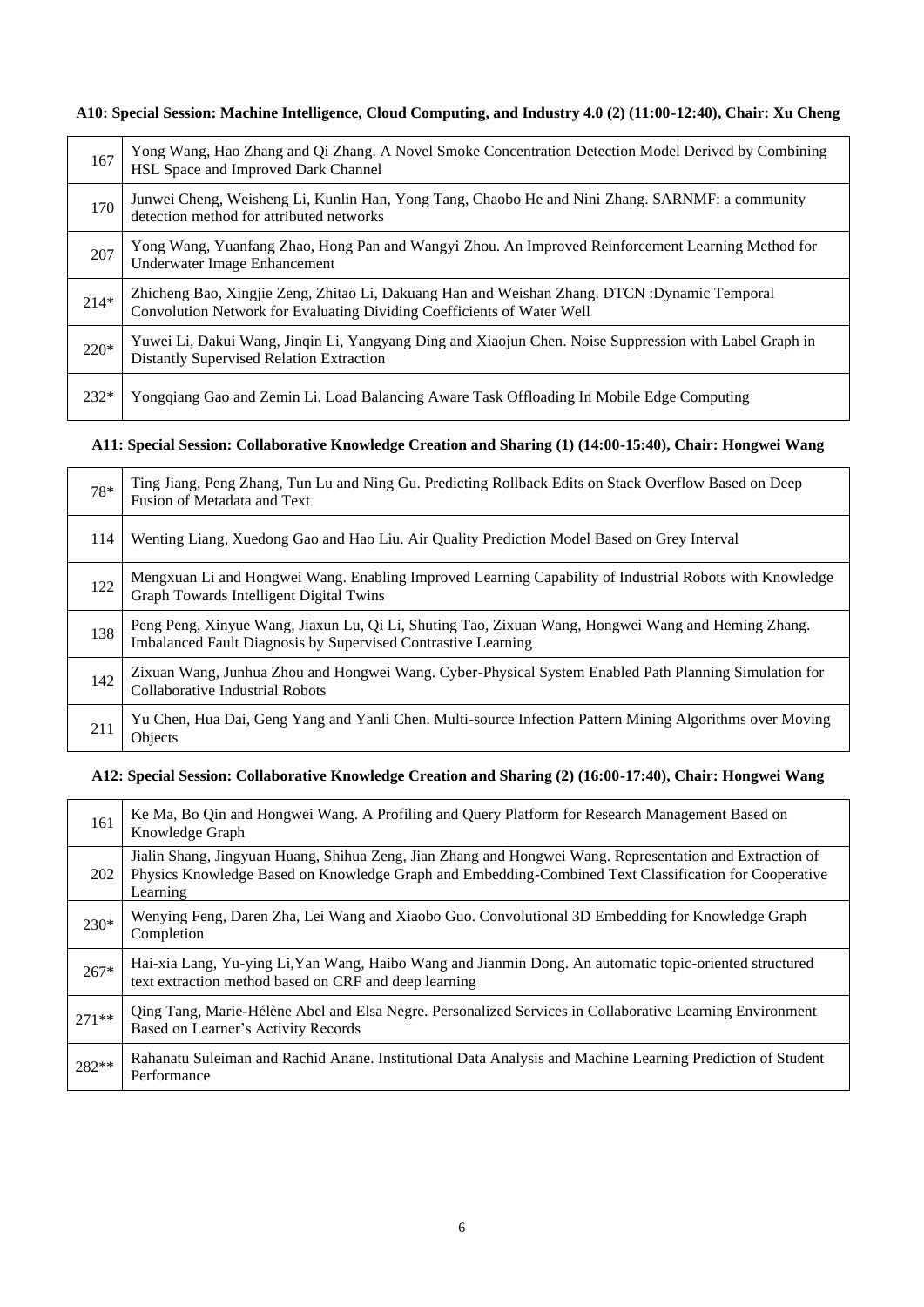**A10: Special Session: Machine Intelligence, Cloud Computing, and Industry 4.0 (2) (11:00-12:40), Chair: Xu Cheng**

| | |
|---|---|
| 167 | Yong Wang, Hao Zhang and Qi Zhang. A Novel Smoke Concentration Detection Model Derived by Combining HSL Space and Improved Dark Channel |
| 170 | Junwei Cheng, Weisheng Li, Kunlin Han, Yong Tang, Chaobo He and Nini Zhang. SARNMF: a community detection method for attributed networks |
| 207 | Yong Wang, Yuanfang Zhao, Hong Pan and Wangyi Zhou. An Improved Reinforcement Learning Method for Underwater Image Enhancement |
| 214* | Zhicheng Bao, Xingjie Zeng, Zhitao Li, Dakuang Han and Weishan Zhang. DTCN :Dynamic Temporal Convolution Network for Evaluating Dividing Coefficients of Water Well |
| 220* | Yuwei Li, Dakui Wang, Jinqin Li, Yangyang Ding and Xiaojun Chen. Noise Suppression with Label Graph in Distantly Supervised Relation Extraction |
| 232* | Yongqiang Gao and Zemin Li. Load Balancing Aware Task Offloading In Mobile Edge Computing |

**A11: Special Session: Collaborative Knowledge Creation and Sharing (1) (14:00-15:40), Chair: Hongwei Wang**

| | |
|---|---|
| 78* | Ting Jiang, Peng Zhang, Tun Lu and Ning Gu. Predicting Rollback Edits on Stack Overflow Based on Deep Fusion of Metadata and Text |
| 114 | Wenting Liang, Xuedong Gao and Hao Liu. Air Quality Prediction Model Based on Grey Interval |
| 122 | Mengxuan Li and Hongwei Wang. Enabling Improved Learning Capability of Industrial Robots with Knowledge Graph Towards Intelligent Digital Twins |
| 138 | Peng Peng, Xinyue Wang, Jiaxun Lu, Qi Li, Shuting Tao, Zixuan Wang, Hongwei Wang and Heming Zhang. Imbalanced Fault Diagnosis by Supervised Contrastive Learning |
| 142 | Zixuan Wang, Junhua Zhou and Hongwei Wang. Cyber-Physical System Enabled Path Planning Simulation for Collaborative Industrial Robots |
| 211 | Yu Chen, Hua Dai, Geng Yang and Yanli Chen. Multi-source Infection Pattern Mining Algorithms over Moving Objects |

**A12: Special Session: Collaborative Knowledge Creation and Sharing (2) (16:00-17:40), Chair: Hongwei Wang**

| | |
|---|---|
| 161 | Ke Ma, Bo Qin and Hongwei Wang. A Profiling and Query Platform for Research Management Based on Knowledge Graph |
| 202 | Jialin Shang, Jingyuan Huang, Shihua Zeng, Jian Zhang and Hongwei Wang. Representation and Extraction of Physics Knowledge Based on Knowledge Graph and Embedding-Combined Text Classification for Cooperative Learning |
| 230* | Wenying Feng, Daren Zha, Lei Wang and Xiaobo Guo. Convolutional 3D Embedding for Knowledge Graph Completion |
| 267* | Hai-xia Lang, Yu-ying Li,Yan Wang, Haibo Wang and Jianmin Dong. An automatic topic-oriented structured text extraction method based on CRF and deep learning |
| 271** | Qing Tang, Marie-Hélène Abel and Elsa Negre. Personalized Services in Collaborative Learning Environment Based on Learner's Activity Records |
| 282** | Rahanatu Suleiman and Rachid Anane. Institutional Data Analysis and Machine Learning Prediction of Student Performance |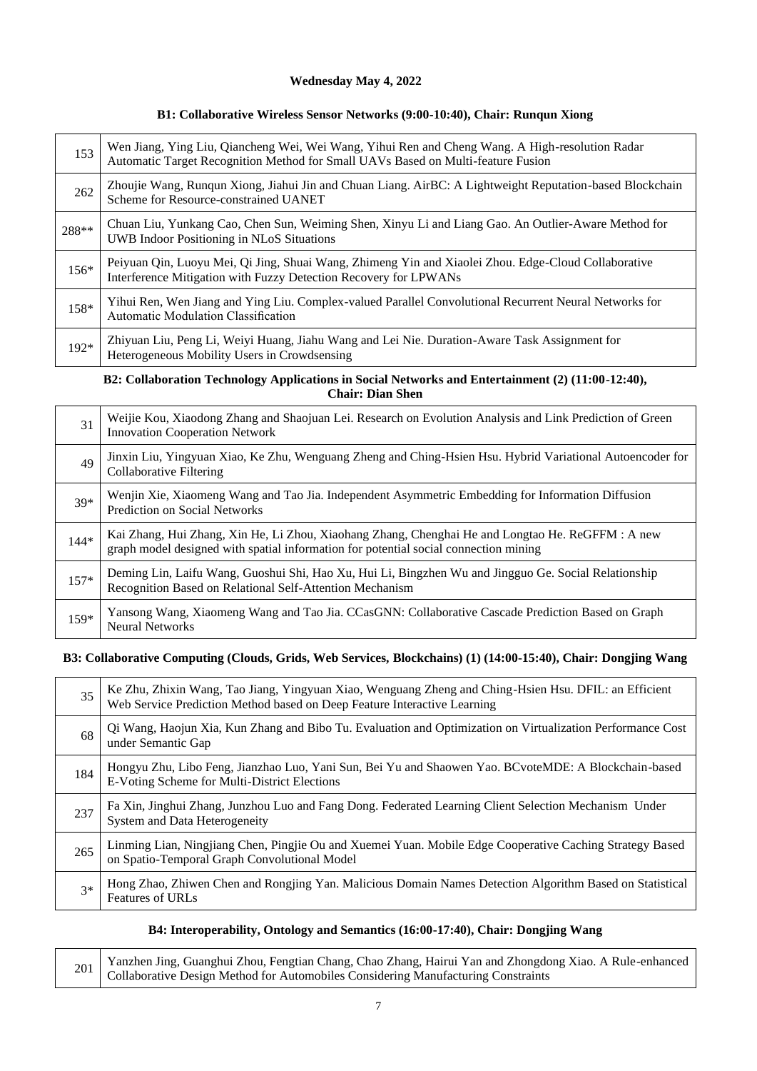**Wednesday May 4, 2022**

**B1: Collaborative Wireless Sensor Networks (9:00-10:40), Chair: Runqun Xiong**

| | |
|---|---|
| 153 | Wen Jiang, Ying Liu, Qiancheng Wei, Wei Wang, Yihui Ren and Cheng Wang. A High-resolution Radar Automatic Target Recognition Method for Small UAVs Based on Multi-feature Fusion |
| 262 | Zhoujie Wang, Runqun Xiong, Jiahui Jin and Chuan Liang. AirBC: A Lightweight Reputation-based Blockchain Scheme for Resource-constrained UANET |
| 288** | Chuan Liu, Yunkang Cao, Chen Sun, Weiming Shen, Xinyu Li and Liang Gao. An Outlier-Aware Method for UWB Indoor Positioning in NLoS Situations |
| 156* | Peiyuan Qin, Luoyu Mei, Qi Jing, Shuai Wang, Zhimeng Yin and Xiaolei Zhou. Edge-Cloud Collaborative Interference Mitigation with Fuzzy Detection Recovery for LPWANs |
| 158* | Yihui Ren, Wen Jiang and Ying Liu. Complex-valued Parallel Convolutional Recurrent Neural Networks for Automatic Modulation Classification |
| 192* | Zhiyuan Liu, Peng Li, Weiyi Huang, Jiahu Wang and Lei Nie. Duration-Aware Task Assignment for Heterogeneous Mobility Users in Crowdsensing |

**B2: Collaboration Technology Applications in Social Networks and Entertainment (2) (11:00-12:40), Chair: Dian Shen**

| | |
|---|---|
| 31 | Weijie Kou, Xiaodong Zhang and Shaojuan Lei. Research on Evolution Analysis and Link Prediction of Green Innovation Cooperation Network |
| 49 | Jinxin Liu, Yingyuan Xiao, Ke Zhu, Wenguang Zheng and Ching-Hsien Hsu. Hybrid Variational Autoencoder for Collaborative Filtering |
| 39* | Wenjin Xie, Xiaomeng Wang and Tao Jia. Independent Asymmetric Embedding for Information Diffusion Prediction on Social Networks |
| 144* | Kai Zhang, Hui Zhang, Xin He, Li Zhou, Xiaohang Zhang, Chenghai He and Longtao He. ReGFFM : A new graph model designed with spatial information for potential social connection mining |
| 157* | Deming Lin, Laifu Wang, Guoshui Shi, Hao Xu, Hui Li, Bingzhen Wu and Jingguo Ge. Social Relationship Recognition Based on Relational Self-Attention Mechanism |
| 159* | Yansong Wang, Xiaomeng Wang and Tao Jia. CCasGNN: Collaborative Cascade Prediction Based on Graph Neural Networks |

**B3: Collaborative Computing (Clouds, Grids, Web Services, Blockchains) (1) (14:00-15:40), Chair: Dongjing Wang**

| | |
|---|---|
| 35 | Ke Zhu, Zhixin Wang, Tao Jiang, Yingyuan Xiao, Wenguang Zheng and Ching-Hsien Hsu. DFIL: an Efficient Web Service Prediction Method based on Deep Feature Interactive Learning |
| 68 | Qi Wang, Haojun Xia, Kun Zhang and Bibo Tu. Evaluation and Optimization on Virtualization Performance Cost under Semantic Gap |
| 184 | Hongyu Zhu, Libo Feng, Jianzhao Luo, Yani Sun, Bei Yu and Shaowen Yao. BCvoteMDE: A Blockchain-based E-Voting Scheme for Multi-District Elections |
| 237 | Fa Xin, Jinghui Zhang, Junzhou Luo and Fang Dong. Federated Learning Client Selection Mechanism Under System and Data Heterogeneity |
| 265 | Linming Lian, Ningjiang Chen, Pingjie Ou and Xuemei Yuan. Mobile Edge Cooperative Caching Strategy Based on Spatio-Temporal Graph Convolutional Model |
| 3* | Hong Zhao, Zhiwen Chen and Rongjing Yan. Malicious Domain Names Detection Algorithm Based on Statistical Features of URLs |

**B4: Interoperability, Ontology and Semantics (16:00-17:40), Chair: Dongjing Wang**

| | |
|---|---|
| 201 | Yanzhen Jing, Guanghui Zhou, Fengtian Chang, Chao Zhang, Hairui Yan and Zhongdong Xiao. A Rule-enhanced Collaborative Design Method for Automobiles Considering Manufacturing Constraints |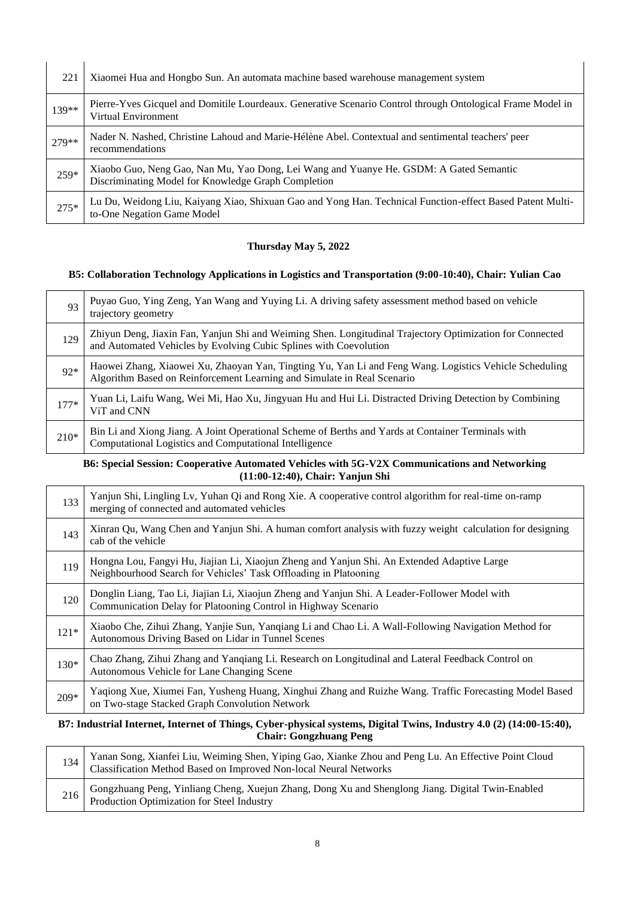| | |
|---|---|
| 221 | Xiaomei Hua and Hongbo Sun. An automata machine based warehouse management system |
| 139** | Pierre-Yves Gicquel and Domitile Lourdeaux. Generative Scenario Control through Ontological Frame Model in Virtual Environment |
| 279** | Nader N. Nashed, Christine Lahoud and Marie-Hélène Abel. Contextual and sentimental teachers' peer recommendations |
| 259* | Xiaobo Guo, Neng Gao, Nan Mu, Yao Dong, Lei Wang and Yuanye He. GSDM: A Gated Semantic Discriminating Model for Knowledge Graph Completion |
| 275* | Lu Du, Weidong Liu, Kaiyang Xiao, Shixuan Gao and Yong Han. Technical Function-effect Based Patent Multi-to-One Negation Game Model |

**Thursday May 5, 2022**

**B5: Collaboration Technology Applications in Logistics and Transportation (9:00-10:40), Chair: Yulian Cao**

| | |
|---|---|
| 93 | Puyao Guo, Ying Zeng, Yan Wang and Yuying Li. A driving safety assessment method based on vehicle trajectory geometry |
| 129 | Zhiyun Deng, Jiaxin Fan, Yanjun Shi and Weiming Shen. Longitudinal Trajectory Optimization for Connected and Automated Vehicles by Evolving Cubic Splines with Coevolution |
| 92* | Haowei Zhang, Xiaowei Xu, Zhaoyan Yan, Tingting Yu, Yan Li and Feng Wang. Logistics Vehicle Scheduling Algorithm Based on Reinforcement Learning and Simulate in Real Scenario |
| 177* | Yuan Li, Laifu Wang, Wei Mi, Hao Xu, Jingyuan Hu and Hui Li. Distracted Driving Detection by Combining ViT and CNN |
| 210* | Bin Li and Xiong Jiang. A Joint Operational Scheme of Berths and Yards at Container Terminals with Computational Logistics and Computational Intelligence |

**B6: Special Session: Cooperative Automated Vehicles with 5G-V2X Communications and Networking (11:00-12:40), Chair: Yanjun Shi**

| | |
|---|---|
| 133 | Yanjun Shi, Lingling Lv, Yuhan Qi and Rong Xie. A cooperative control algorithm for real-time on-ramp merging of connected and automated vehicles |
| 143 | Xinran Qu, Wang Chen and Yanjun Shi. A human comfort analysis with fuzzy weight calculation for designing cab of the vehicle |
| 119 | Hongna Lou, Fangyi Hu, Jiajian Li, Xiaojun Zheng and Yanjun Shi. An Extended Adaptive Large Neighbourhood Search for Vehicles' Task Offloading in Platooning |
| 120 | Donglin Liang, Tao Li, Jiajian Li, Xiaojun Zheng and Yanjun Shi. A Leader-Follower Model with Communication Delay for Platooning Control in Highway Scenario |
| 121* | Xiaobo Che, Zihui Zhang, Yanjie Sun, Yanqiang Li and Chao Li. A Wall-Following Navigation Method for Autonomous Driving Based on Lidar in Tunnel Scenes |
| 130* | Chao Zhang, Zihui Zhang and Yanqiang Li. Research on Longitudinal and Lateral Feedback Control on Autonomous Vehicle for Lane Changing Scene |
| 209* | Yaqiong Xue, Xiumei Fan, Yusheng Huang, Xinghui Zhang and Ruizhe Wang. Traffic Forecasting Model Based on Two-stage Stacked Graph Convolution Network |

**B7: Industrial Internet, Internet of Things, Cyber-physical systems, Digital Twins, Industry 4.0 (2) (14:00-15:40), Chair: Gongzhuang Peng**

| | |
|---|---|
| 134 | Yanan Song, Xianfei Liu, Weiming Shen, Yiping Gao, Xianke Zhou and Peng Lu. An Effective Point Cloud Classification Method Based on Improved Non-local Neural Networks |
| 216 | Gongzhuang Peng, Yinliang Cheng, Xuejun Zhang, Dong Xu and Shenglong Jiang. Digital Twin-Enabled Production Optimization for Steel Industry |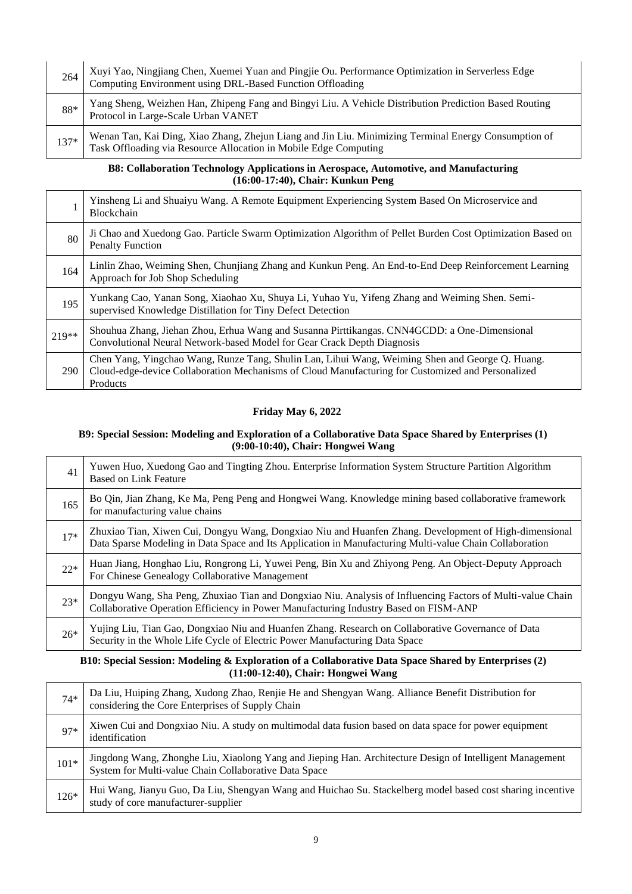| | |
|---|---|
| 264 | Xuyi Yao, Ningjiang Chen, Xuemei Yuan and Pingjie Ou. Performance Optimization in Serverless Edge Computing Environment using DRL-Based Function Offloading |
| 88* | Yang Sheng, Weizhen Han, Zhipeng Fang and Bingyi Liu. A Vehicle Distribution Prediction Based Routing Protocol in Large-Scale Urban VANET |
| 137* | Wenan Tan, Kai Ding, Xiao Zhang, Zhejun Liang and Jin Liu. Minimizing Terminal Energy Consumption of Task Offloading via Resource Allocation in Mobile Edge Computing |

**B8: Collaboration Technology Applications in Aerospace, Automotive, and Manufacturing (16:00-17:40), Chair: Kunkun Peng**

| | |
|---|---|
| 1 | Yinsheng Li and Shuaiyu Wang. A Remote Equipment Experiencing System Based On Microservice and Blockchain |
| 80 | Ji Chao and Xuedong Gao. Particle Swarm Optimization Algorithm of Pellet Burden Cost Optimization Based on Penalty Function |
| 164 | Linlin Zhao, Weiming Shen, Chunjiang Zhang and Kunkun Peng. An End-to-End Deep Reinforcement Learning Approach for Job Shop Scheduling |
| 195 | Yunkang Cao, Yanan Song, Xiaohao Xu, Shuya Li, Yuhao Yu, Yifeng Zhang and Weiming Shen. Semi-supervised Knowledge Distillation for Tiny Defect Detection |
| 219** | Shouhua Zhang, Jiehan Zhou, Erhua Wang and Susanna Pirttikangas. CNN4GCDD: a One-Dimensional Convolutional Neural Network-based Model for Gear Crack Depth Diagnosis |
| 290 | Chen Yang, Yingchao Wang, Runze Tang, Shulin Lan, Lihui Wang, Weiming Shen and George Q. Huang. Cloud-edge-device Collaboration Mechanisms of Cloud Manufacturing for Customized and Personalized Products |

**Friday May 6, 2022**

**B9: Special Session: Modeling and Exploration of a Collaborative Data Space Shared by Enterprises (1) (9:00-10:40), Chair: Hongwei Wang**

| | |
|---|---|
| 41 | Yuwen Huo, Xuedong Gao and Tingting Zhou. Enterprise Information System Structure Partition Algorithm Based on Link Feature |
| 165 | Bo Qin, Jian Zhang, Ke Ma, Peng Peng and Hongwei Wang. Knowledge mining based collaborative framework for manufacturing value chains |
| 17* | Zhuxiao Tian, Xiwen Cui, Dongyu Wang, Dongxiao Niu and Huanfen Zhang. Development of High-dimensional Data Sparse Modeling in Data Space and Its Application in Manufacturing Multi-value Chain Collaboration |
| 22* | Huan Jiang, Honghao Liu, Rongrong Li, Yuwei Peng, Bin Xu and Zhiyong Peng. An Object-Deputy Approach For Chinese Genealogy Collaborative Management |
| 23* | Dongyu Wang, Sha Peng, Zhuxiao Tian and Dongxiao Niu. Analysis of Influencing Factors of Multi-value Chain Collaborative Operation Efficiency in Power Manufacturing Industry Based on FISM-ANP |
| 26* | Yujing Liu, Tian Gao, Dongxiao Niu and Huanfen Zhang. Research on Collaborative Governance of Data Security in the Whole Life Cycle of Electric Power Manufacturing Data Space |

**B10: Special Session: Modeling & Exploration of a Collaborative Data Space Shared by Enterprises (2) (11:00-12:40), Chair: Hongwei Wang**

| | |
|---|---|
| 74* | Da Liu, Huiping Zhang, Xudong Zhao, Renjie He and Shengyan Wang. Alliance Benefit Distribution for considering the Core Enterprises of Supply Chain |
| 97* | Xiwen Cui and Dongxiao Niu. A study on multimodal data fusion based on data space for power equipment identification |
| 101* | Jingdong Wang, Zhonghe Liu, Xiaolong Yang and Jieping Han. Architecture Design of Intelligent Management System for Multi-value Chain Collaborative Data Space |
| 126* | Hui Wang, Jianyu Guo, Da Liu, Shengyan Wang and Huichao Su. Stackelberg model based cost sharing incentive study of core manufacturer-supplier |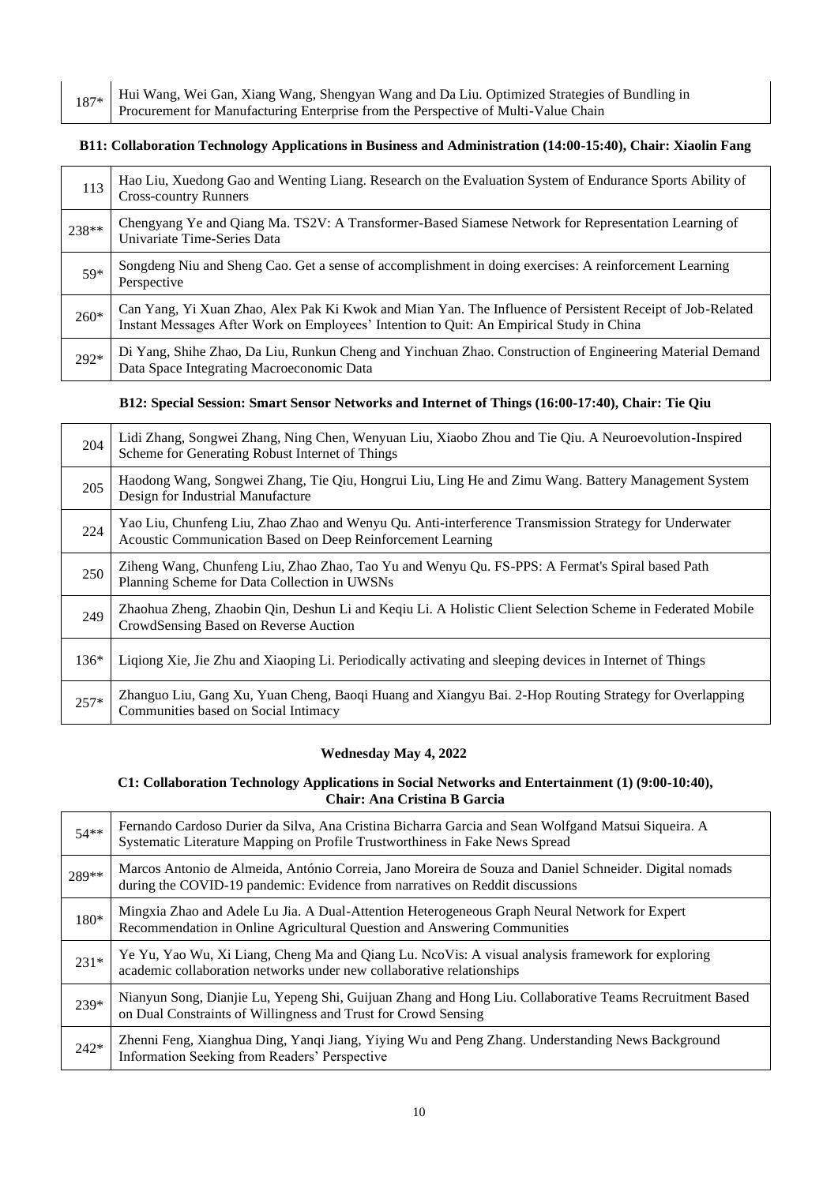| | |
|---|---|
| 187* | Hui Wang, Wei Gan, Xiang Wang, Shengyan Wang and Da Liu. Optimized Strategies of Bundling in Procurement for Manufacturing Enterprise from the Perspective of Multi-Value Chain |

**B11: Collaboration Technology Applications in Business and Administration (14:00-15:40), Chair: Xiaolin Fang**

| | |
|---|---|
| 113 | Hao Liu, Xuedong Gao and Wenting Liang. Research on the Evaluation System of Endurance Sports Ability of Cross-country Runners |
| 238** | Chengyang Ye and Qiang Ma. TS2V: A Transformer-Based Siamese Network for Representation Learning of Univariate Time-Series Data |
| 59* | Songdeng Niu and Sheng Cao. Get a sense of accomplishment in doing exercises: A reinforcement Learning Perspective |
| 260* | Can Yang, Yi Xuan Zhao, Alex Pak Ki Kwok and Mian Yan. The Influence of Persistent Receipt of Job-Related Instant Messages After Work on Employees' Intention to Quit: An Empirical Study in China |
| 292* | Di Yang, Shihe Zhao, Da Liu, Runkun Cheng and Yinchuan Zhao. Construction of Engineering Material Demand Data Space Integrating Macroeconomic Data |

**B12: Special Session: Smart Sensor Networks and Internet of Things (16:00-17:40), Chair: Tie Qiu**

| | |
|---|---|
| 204 | Lidi Zhang, Songwei Zhang, Ning Chen, Wenyuan Liu, Xiaobo Zhou and Tie Qiu. A Neuroevolution-Inspired Scheme for Generating Robust Internet of Things |
| 205 | Haodong Wang, Songwei Zhang, Tie Qiu, Hongrui Liu, Ling He and Zimu Wang. Battery Management System Design for Industrial Manufacture |
| 224 | Yao Liu, Chunfeng Liu, Zhao Zhao and Wenyu Qu. Anti-interference Transmission Strategy for Underwater Acoustic Communication Based on Deep Reinforcement Learning |
| 250 | Ziheng Wang, Chunfeng Liu, Zhao Zhao, Tao Yu and Wenyu Qu. FS-PPS: A Fermat's Spiral based Path Planning Scheme for Data Collection in UWSNs |
| 249 | Zhaohua Zheng, Zhaobin Qin, Deshun Li and Keqiu Li. A Holistic Client Selection Scheme in Federated Mobile CrowdSensing Based on Reverse Auction |
| 136* | Liqiong Xie, Jie Zhu and Xiaoping Li. Periodically activating and sleeping devices in Internet of Things |
| 257* | Zhanguo Liu, Gang Xu, Yuan Cheng, Baoqi Huang and Xiangyu Bai. 2-Hop Routing Strategy for Overlapping Communities based on Social Intimacy |

## Wednesday May 4, 2022

**C1: Collaboration Technology Applications in Social Networks and Entertainment (1) (9:00-10:40), Chair: Ana Cristina B Garcia**

| | |
|---|---|
| 54** | Fernando Cardoso Durier da Silva, Ana Cristina Bicharra Garcia and Sean Wolfgand Matsui Siqueira. A Systematic Literature Mapping on Profile Trustworthiness in Fake News Spread |
| 289** | Marcos Antonio de Almeida, António Correia, Jano Moreira de Souza and Daniel Schneider. Digital nomads during the COVID-19 pandemic: Evidence from narratives on Reddit discussions |
| 180* | Mingxia Zhao and Adele Lu Jia. A Dual-Attention Heterogeneous Graph Neural Network for Expert Recommendation in Online Agricultural Question and Answering Communities |
| 231* | Ye Yu, Yao Wu, Xi Liang, Cheng Ma and Qiang Lu. NcoVis: A visual analysis framework for exploring academic collaboration networks under new collaborative relationships |
| 239* | Nianyun Song, Dianjie Lu, Yepeng Shi, Guijuan Zhang and Hong Liu. Collaborative Teams Recruitment Based on Dual Constraints of Willingness and Trust for Crowd Sensing |
| 242* | Zhenni Feng, Xianghua Ding, Yanqi Jiang, Yiying Wu and Peng Zhang. Understanding News Background Information Seeking from Readers' Perspective |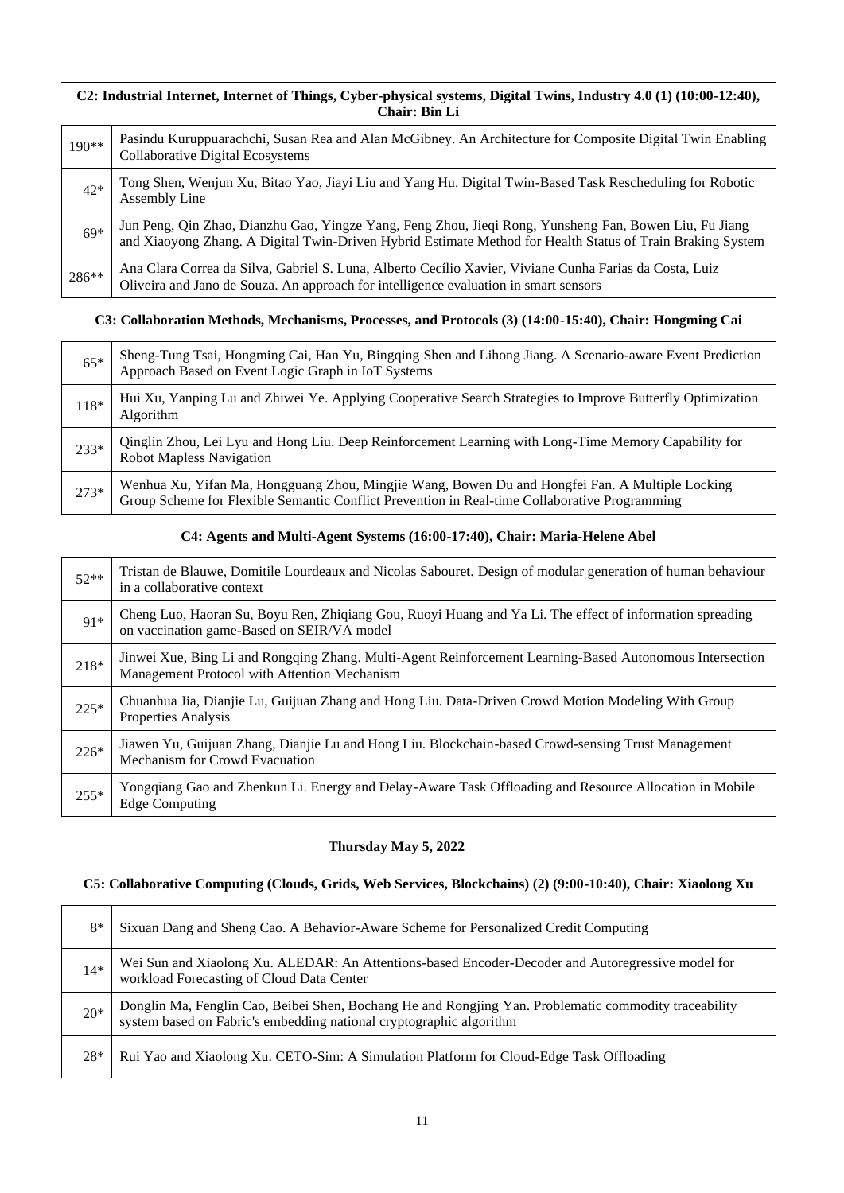### C2: Industrial Internet, Internet of Things, Cyber-physical systems, Digital Twins, Industry 4.0 (1) (10:00-12:40), Chair: Bin Li

| | |
|---|---|
| 190** | Pasindu Kuruppuarachchi, Susan Rea and Alan McGibney. An Architecture for Composite Digital Twin Enabling Collaborative Digital Ecosystems |
| 42* | Tong Shen, Wenjun Xu, Bitao Yao, Jiayi Liu and Yang Hu. Digital Twin-Based Task Rescheduling for Robotic Assembly Line |
| 69* | Jun Peng, Qin Zhao, Dianzhu Gao, Yingze Yang, Feng Zhou, Jieqi Rong, Yunsheng Fan, Bowen Liu, Fu Jiang and Xiaoyong Zhang. A Digital Twin-Driven Hybrid Estimate Method for Health Status of Train Braking System |
| 286** | Ana Clara Correa da Silva, Gabriel S. Luna, Alberto Cecílio Xavier, Viviane Cunha Farias da Costa, Luiz Oliveira and Jano de Souza. An approach for intelligence evaluation in smart sensors |

### C3: Collaboration Methods, Mechanisms, Processes, and Protocols (3) (14:00-15:40), Chair: Hongming Cai

| | |
|---|---|
| 65* | Sheng-Tung Tsai, Hongming Cai, Han Yu, Bingqing Shen and Lihong Jiang. A Scenario-aware Event Prediction Approach Based on Event Logic Graph in IoT Systems |
| 118* | Hui Xu, Yanping Lu and Zhiwei Ye. Applying Cooperative Search Strategies to Improve Butterfly Optimization Algorithm |
| 233* | Qinglin Zhou, Lei Lyu and Hong Liu. Deep Reinforcement Learning with Long-Time Memory Capability for Robot Mapless Navigation |
| 273* | Wenhua Xu, Yifan Ma, Hongguang Zhou, Mingjie Wang, Bowen Du and Hongfei Fan. A Multiple Locking Group Scheme for Flexible Semantic Conflict Prevention in Real-time Collaborative Programming |

### C4: Agents and Multi-Agent Systems (16:00-17:40), Chair: Maria-Helene Abel

| | |
|---|---|
| 52** | Tristan de Blauwe, Domitile Lourdeaux and Nicolas Sabouret. Design of modular generation of human behaviour in a collaborative context |
| 91* | Cheng Luo, Haoran Su, Boyu Ren, Zhiqiang Gou, Ruoyi Huang and Ya Li. The effect of information spreading on vaccination game-Based on SEIR/VA model |
| 218* | Jinwei Xue, Bing Li and Rongqing Zhang. Multi-Agent Reinforcement Learning-Based Autonomous Intersection Management Protocol with Attention Mechanism |
| 225* | Chuanhua Jia, Dianjie Lu, Guijuan Zhang and Hong Liu. Data-Driven Crowd Motion Modeling With Group Properties Analysis |
| 226* | Jiawen Yu, Guijuan Zhang, Dianjie Lu and Hong Liu. Blockchain-based Crowd-sensing Trust Management Mechanism for Crowd Evacuation |
| 255* | Yongqiang Gao and Zhenkun Li. Energy and Delay-Aware Task Offloading and Resource Allocation in Mobile Edge Computing |

## Thursday May 5, 2022

### C5: Collaborative Computing (Clouds, Grids, Web Services, Blockchains) (2) (9:00-10:40), Chair: Xiaolong Xu

| | |
|---|---|
| 8* | Sixuan Dang and Sheng Cao. A Behavior-Aware Scheme for Personalized Credit Computing |
| 14* | Wei Sun and Xiaolong Xu. ALEDAR: An Attentions-based Encoder-Decoder and Autoregressive model for workload Forecasting of Cloud Data Center |
| 20* | Donglin Ma, Fenglin Cao, Beibei Shen, Bochang He and Rongjing Yan. Problematic commodity traceability system based on Fabric's embedding national cryptographic algorithm |
| 28* | Rui Yao and Xiaolong Xu. CETO-Sim: A Simulation Platform for Cloud-Edge Task Offloading |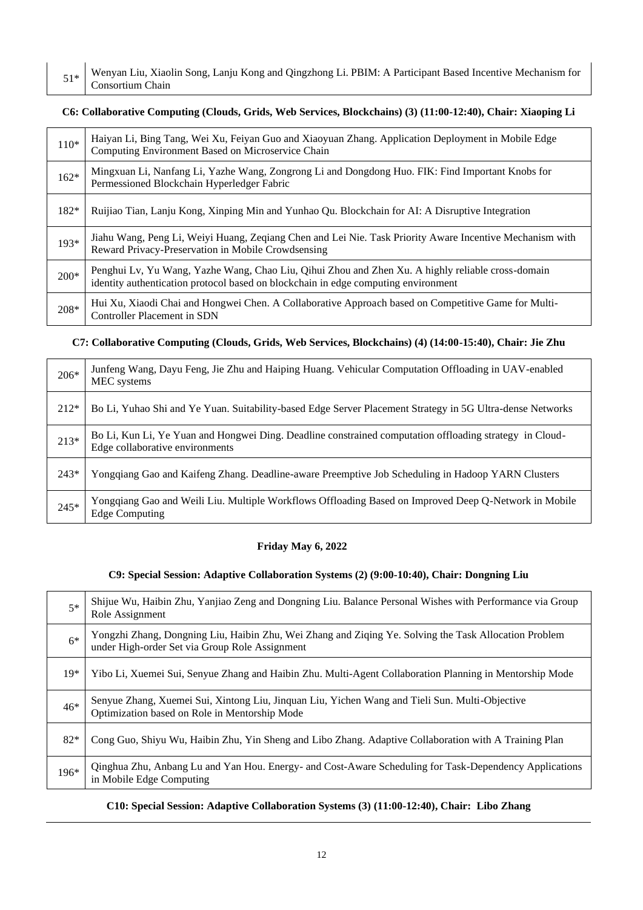| | |
|---|---|
| 51* | Wenyan Liu, Xiaolin Song, Lanju Kong and Qingzhong Li. PBIM: A Participant Based Incentive Mechanism for Consortium Chain |

**C6: Collaborative Computing (Clouds, Grids, Web Services, Blockchains) (3) (11:00-12:40), Chair: Xiaoping Li**

| | |
|---|---|
| 110* | Haiyan Li, Bing Tang, Wei Xu, Feiyan Guo and Xiaoyuan Zhang. Application Deployment in Mobile Edge Computing Environment Based on Microservice Chain |
| 162* | Mingxuan Li, Nanfang Li, Yazhe Wang, Zongrong Li and Dongdong Huo. FIK: Find Important Knobs for Permessioned Blockchain Hyperledger Fabric |
| 182* | Ruijiao Tian, Lanju Kong, Xinping Min and Yunhao Qu. Blockchain for AI: A Disruptive Integration |
| 193* | Jiahu Wang, Peng Li, Weiyi Huang, Zeqiang Chen and Lei Nie. Task Priority Aware Incentive Mechanism with Reward Privacy-Preservation in Mobile Crowdsensing |
| 200* | Penghui Lv, Yu Wang, Yazhe Wang, Chao Liu, Qihui Zhou and Zhen Xu. A highly reliable cross-domain identity authentication protocol based on blockchain in edge computing environment |
| 208* | Hui Xu, Xiaodi Chai and Hongwei Chen. A Collaborative Approach based on Competitive Game for Multi-Controller Placement in SDN |

**C7: Collaborative Computing (Clouds, Grids, Web Services, Blockchains) (4) (14:00-15:40), Chair: Jie Zhu**

| | |
|---|---|
| 206* | Junfeng Wang, Dayu Feng, Jie Zhu and Haiping Huang. Vehicular Computation Offloading in UAV-enabled MEC systems |
| 212* | Bo Li, Yuhao Shi and Ye Yuan. Suitability-based Edge Server Placement Strategy in 5G Ultra-dense Networks |
| 213* | Bo Li, Kun Li, Ye Yuan and Hongwei Ding. Deadline constrained computation offloading strategy in Cloud-Edge collaborative environments |
| 243* | Yongqiang Gao and Kaifeng Zhang. Deadline-aware Preemptive Job Scheduling in Hadoop YARN Clusters |
| 245* | Yongqiang Gao and Weili Liu. Multiple Workflows Offloading Based on Improved Deep Q-Network in Mobile Edge Computing |

**Friday May 6, 2022**

**C9: Special Session: Adaptive Collaboration Systems (2) (9:00-10:40), Chair: Dongning Liu**

| | |
|---|---|
| 5* | Shijue Wu, Haibin Zhu, Yanjiao Zeng and Dongning Liu. Balance Personal Wishes with Performance via Group Role Assignment |
| 6* | Yongzhi Zhang, Dongning Liu, Haibin Zhu, Wei Zhang and Ziqing Ye. Solving the Task Allocation Problem under High-order Set via Group Role Assignment |
| 19* | Yibo Li, Xuemei Sui, Senyue Zhang and Haibin Zhu. Multi-Agent Collaboration Planning in Mentorship Mode |
| 46* | Senyue Zhang, Xuemei Sui, Xintong Liu, Jinquan Liu, Yichen Wang and Tieli Sun. Multi-Objective Optimization based on Role in Mentorship Mode |
| 82* | Cong Guo, Shiyu Wu, Haibin Zhu, Yin Sheng and Libo Zhang. Adaptive Collaboration with A Training Plan |
| 196* | Qinghua Zhu, Anbang Lu and Yan Hou. Energy- and Cost-Aware Scheduling for Task-Dependency Applications in Mobile Edge Computing |

**C10: Special Session: Adaptive Collaboration Systems (3) (11:00-12:40), Chair: Libo Zhang**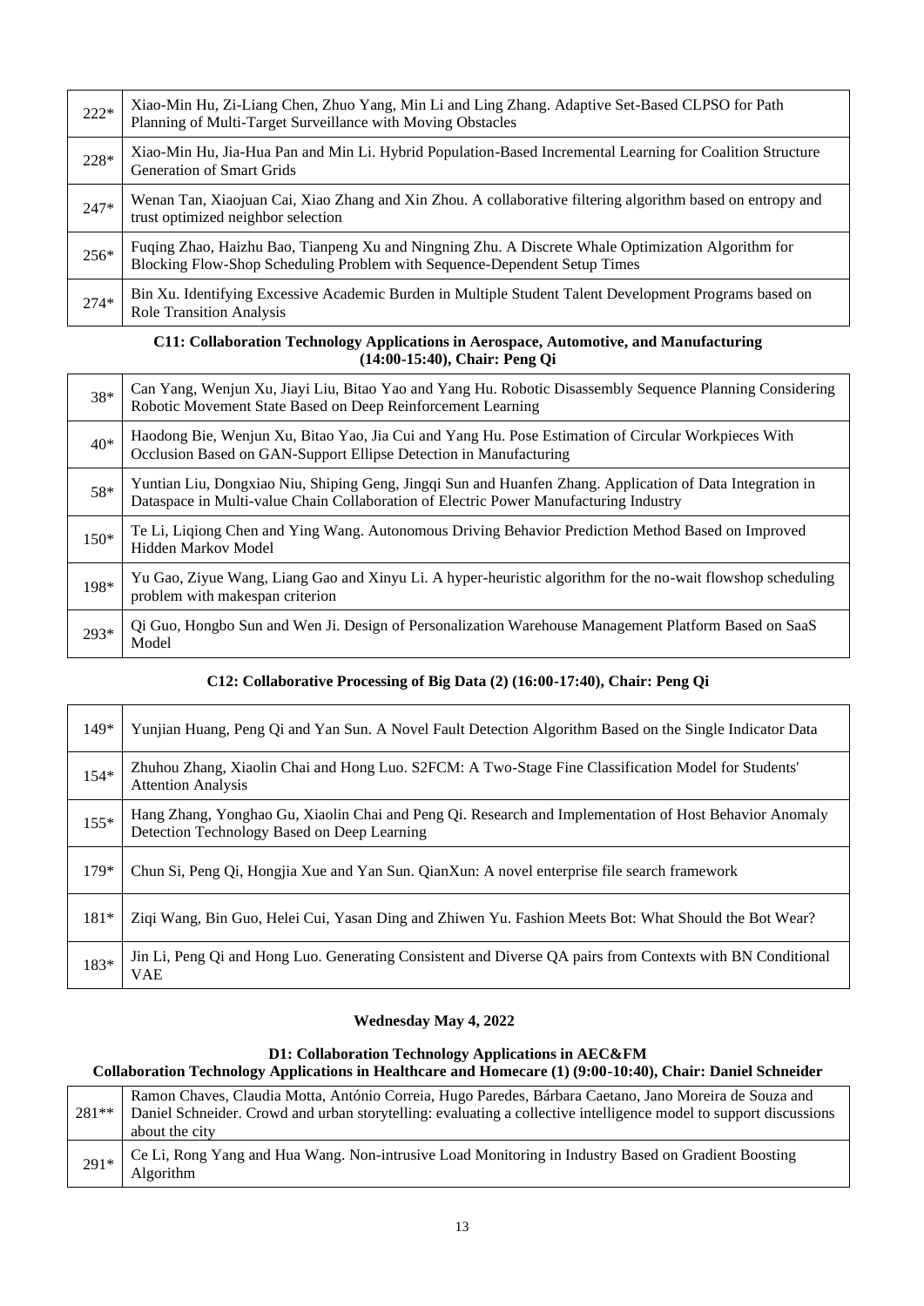| | |
|---|---|
| 222* | Xiao-Min Hu, Zi-Liang Chen, Zhuo Yang, Min Li and Ling Zhang. Adaptive Set-Based CLPSO for Path Planning of Multi-Target Surveillance with Moving Obstacles |
| 228* | Xiao-Min Hu, Jia-Hua Pan and Min Li. Hybrid Population-Based Incremental Learning for Coalition Structure Generation of Smart Grids |
| 247* | Wenan Tan, Xiaojuan Cai, Xiao Zhang and Xin Zhou. A collaborative filtering algorithm based on entropy and trust optimized neighbor selection |
| 256* | Fuqing Zhao, Haizhu Bao, Tianpeng Xu and Ningning Zhu. A Discrete Whale Optimization Algorithm for Blocking Flow-Shop Scheduling Problem with Sequence-Dependent Setup Times |
| 274* | Bin Xu. Identifying Excessive Academic Burden in Multiple Student Talent Development Programs based on Role Transition Analysis |

**C11: Collaboration Technology Applications in Aerospace, Automotive, and Manufacturing (14:00-15:40), Chair: Peng Qi**

| | |
|---|---|
| 38* | Can Yang, Wenjun Xu, Jiayi Liu, Bitao Yao and Yang Hu. Robotic Disassembly Sequence Planning Considering Robotic Movement State Based on Deep Reinforcement Learning |
| 40* | Haodong Bie, Wenjun Xu, Bitao Yao, Jia Cui and Yang Hu. Pose Estimation of Circular Workpieces With Occlusion Based on GAN-Support Ellipse Detection in Manufacturing |
| 58* | Yuntian Liu, Dongxiao Niu, Shiping Geng, Jingqi Sun and Huanfen Zhang. Application of Data Integration in Dataspace in Multi-value Chain Collaboration of Electric Power Manufacturing Industry |
| 150* | Te Li, Liqiong Chen and Ying Wang. Autonomous Driving Behavior Prediction Method Based on Improved Hidden Markov Model |
| 198* | Yu Gao, Ziyue Wang, Liang Gao and Xinyu Li. A hyper-heuristic algorithm for the no-wait flowshop scheduling problem with makespan criterion |
| 293* | Qi Guo, Hongbo Sun and Wen Ji. Design of Personalization Warehouse Management Platform Based on SaaS Model |

**C12: Collaborative Processing of Big Data (2) (16:00-17:40), Chair: Peng Qi**

| | |
|---|---|
| 149* | Yunjian Huang, Peng Qi and Yan Sun. A Novel Fault Detection Algorithm Based on the Single Indicator Data |
| 154* | Zhuhou Zhang, Xiaolin Chai and Hong Luo. S2FCM: A Two-Stage Fine Classification Model for Students' Attention Analysis |
| 155* | Hang Zhang, Yonghao Gu, Xiaolin Chai and Peng Qi. Research and Implementation of Host Behavior Anomaly Detection Technology Based on Deep Learning |
| 179* | Chun Si, Peng Qi, Hongjia Xue and Yan Sun. QianXun: A novel enterprise file search framework |
| 181* | Ziqi Wang, Bin Guo, Helei Cui, Yasan Ding and Zhiwen Yu. Fashion Meets Bot: What Should the Bot Wear? |
| 183* | Jin Li, Peng Qi and Hong Luo. Generating Consistent and Diverse QA pairs from Contexts with BN Conditional VAE |

**Wednesday May 4, 2022**

**D1: Collaboration Technology Applications in AEC&FM**
**Collaboration Technology Applications in Healthcare and Homecare (1) (9:00-10:40), Chair: Daniel Schneider**

| | |
|---|---|
| 281** | Ramon Chaves, Claudia Motta, António Correia, Hugo Paredes, Bárbara Caetano, Jano Moreira de Souza and Daniel Schneider. Crowd and urban storytelling: evaluating a collective intelligence model to support discussions about the city |
| 291* | Ce Li, Rong Yang and Hua Wang. Non-intrusive Load Monitoring in Industry Based on Gradient Boosting Algorithm |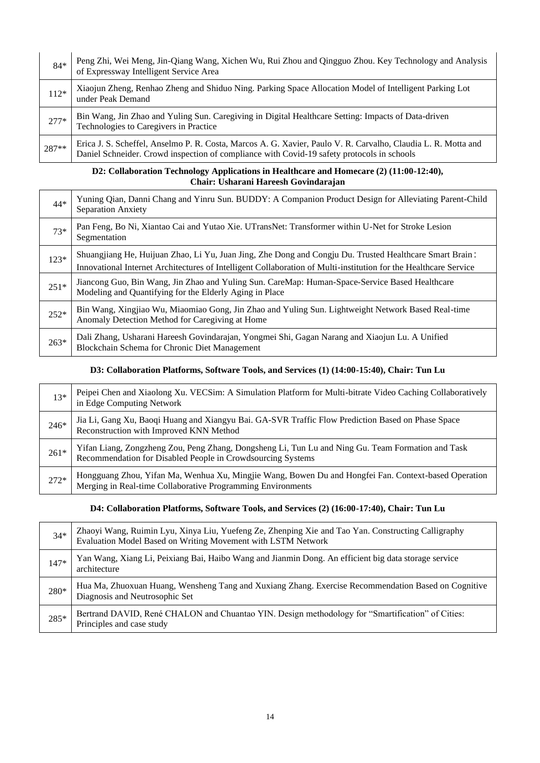| | |
|---|---|
| 84* | Peng Zhi, Wei Meng, Jin-Qiang Wang, Xichen Wu, Rui Zhou and Qingguo Zhou. Key Technology and Analysis of Expressway Intelligent Service Area |
| 112* | Xiaojun Zheng, Renhao Zheng and Shiduo Ning. Parking Space Allocation Model of Intelligent Parking Lot under Peak Demand |
| 277* | Bin Wang, Jin Zhao and Yuling Sun. Caregiving in Digital Healthcare Setting: Impacts of Data-driven Technologies to Caregivers in Practice |
| 287** | Erica J. S. Scheffel, Anselmo P. R. Costa, Marcos A. G. Xavier, Paulo V. R. Carvalho, Claudia L. R. Motta and Daniel Schneider. Crowd inspection of compliance with Covid-19 safety protocols in schools |

**D2: Collaboration Technology Applications in Healthcare and Homecare (2) (11:00-12:40), Chair: Usharani Hareesh Govindarajan**

| | |
|---|---|
| 44* | Yuning Qian, Danni Chang and Yinru Sun. BUDDY: A Companion Product Design for Alleviating Parent-Child Separation Anxiety |
| 73* | Pan Feng, Bo Ni, Xiantao Cai and Yutao Xie. UTransNet: Transformer within U-Net for Stroke Lesion Segmentation |
| 123* | Shuangjiang He, Huijuan Zhao, Li Yu, Juan Jing, Zhe Dong and Congju Du. Trusted Healthcare Smart Brain：Innovational Internet Architectures of Intelligent Collaboration of Multi-institution for the Healthcare Service |
| 251* | Jiancong Guo, Bin Wang, Jin Zhao and Yuling Sun. CareMap: Human-Space-Service Based Healthcare Modeling and Quantifying for the Elderly Aging in Place |
| 252* | Bin Wang, Xingjiao Wu, Miaomiao Gong, Jin Zhao and Yuling Sun. Lightweight Network Based Real-time Anomaly Detection Method for Caregiving at Home |
| 263* | Dali Zhang, Usharani Hareesh Govindarajan, Yongmei Shi, Gagan Narang and Xiaojun Lu. A Unified Blockchain Schema for Chronic Diet Management |

**D3: Collaboration Platforms, Software Tools, and Services (1) (14:00-15:40), Chair: Tun Lu**

| | |
|---|---|
| 13* | Peipei Chen and Xiaolong Xu. VECSim: A Simulation Platform for Multi-bitrate Video Caching Collaboratively in Edge Computing Network |
| 246* | Jia Li, Gang Xu, Baoqi Huang and Xiangyu Bai. GA-SVR Traffic Flow Prediction Based on Phase Space Reconstruction with Improved KNN Method |
| 261* | Yifan Liang, Zongzheng Zou, Peng Zhang, Dongsheng Li, Tun Lu and Ning Gu. Team Formation and Task Recommendation for Disabled People in Crowdsourcing Systems |
| 272* | Hongguang Zhou, Yifan Ma, Wenhua Xu, Mingjie Wang, Bowen Du and Hongfei Fan. Context-based Operation Merging in Real-time Collaborative Programming Environments |

**D4: Collaboration Platforms, Software Tools, and Services (2) (16:00-17:40), Chair: Tun Lu**

| | |
|---|---|
| 34* | Zhaoyi Wang, Ruimin Lyu, Xinya Liu, Yuefeng Ze, Zhenping Xie and Tao Yan. Constructing Calligraphy Evaluation Model Based on Writing Movement with LSTM Network |
| 147* | Yan Wang, Xiang Li, Peixiang Bai, Haibo Wang and Jianmin Dong. An efficient big data storage service architecture |
| 280* | Hua Ma, Zhuoxuan Huang, Wensheng Tang and Xuxiang Zhang. Exercise Recommendation Based on Cognitive Diagnosis and Neutrosophic Set |
| 285* | Bertrand DAVID, René CHALON and Chuantao YIN. Design methodology for "Smartification" of Cities: Principles and case study |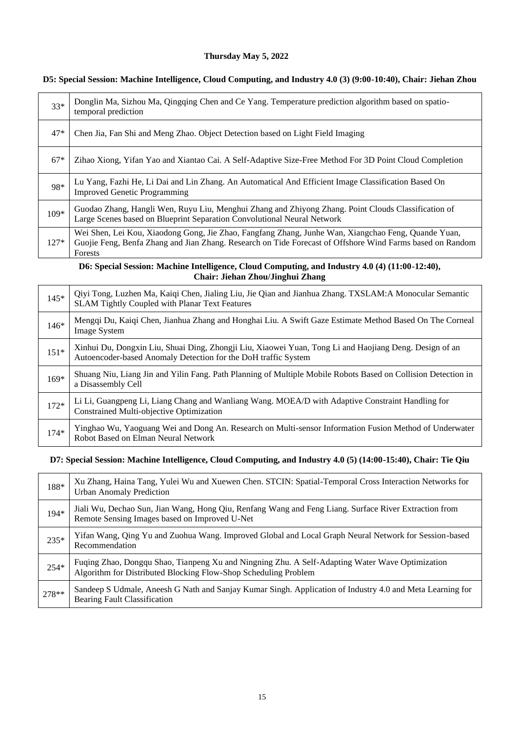**Thursday May 5, 2022**

**D5: Special Session: Machine Intelligence, Cloud Computing, and Industry 4.0 (3) (9:00-10:40), Chair: Jiehan Zhou**

| | |
|---|---|
| 33* | Donglin Ma, Sizhou Ma, Qingqing Chen and Ce Yang. Temperature prediction algorithm based on spatio-temporal prediction |
| 47* | Chen Jia, Fan Shi and Meng Zhao. Object Detection based on Light Field Imaging |
| 67* | Zihao Xiong, Yifan Yao and Xiantao Cai. A Self-Adaptive Size-Free Method For 3D Point Cloud Completion |
| 98* | Lu Yang, Fazhi He, Li Dai and Lin Zhang. An Automatical And Efficient Image Classification Based On Improved Genetic Programming |
| 109* | Guodao Zhang, Hangli Wen, Ruyu Liu, Menghui Zhang and Zhiyong Zhang. Point Clouds Classification of Large Scenes based on Blueprint Separation Convolutional Neural Network |
| 127* | Wei Shen, Lei Kou, Xiaodong Gong, Jie Zhao, Fangfang Zhang, Junhe Wan, Xiangchao Feng, Quande Yuan, Guojie Feng, Benfa Zhang and Jian Zhang. Research on Tide Forecast of Offshore Wind Farms based on Random Forests |

**D6: Special Session: Machine Intelligence, Cloud Computing, and Industry 4.0 (4) (11:00-12:40), Chair: Jiehan Zhou/Jinghui Zhang**

| | |
|---|---|
| 145* | Qiyi Tong, Luzhen Ma, Kaiqi Chen, Jialing Liu, Jie Qian and Jianhua Zhang. TXSLAM:A Monocular Semantic SLAM Tightly Coupled with Planar Text Features |
| 146* | Mengqi Du, Kaiqi Chen, Jianhua Zhang and Honghai Liu. A Swift Gaze Estimate Method Based On The Corneal Image System |
| 151* | Xinhui Du, Dongxin Liu, Shuai Ding, Zhongji Liu, Xiaowei Yuan, Tong Li and Haojiang Deng. Design of an Autoencoder-based Anomaly Detection for the DoH traffic System |
| 169* | Shuang Niu, Liang Jin and Yilin Fang. Path Planning of Multiple Mobile Robots Based on Collision Detection in a Disassembly Cell |
| 172* | Li Li, Guangpeng Li, Liang Chang and Wanliang Wang. MOEA/D with Adaptive Constraint Handling for Constrained Multi-objective Optimization |
| 174* | Yinghao Wu, Yaoguang Wei and Dong An. Research on Multi-sensor Information Fusion Method of Underwater Robot Based on Elman Neural Network |

**D7: Special Session: Machine Intelligence, Cloud Computing, and Industry 4.0 (5) (14:00-15:40), Chair: Tie Qiu**

| | |
|---|---|
| 188* | Xu Zhang, Haina Tang, Yulei Wu and Xuewen Chen. STCIN: Spatial-Temporal Cross Interaction Networks for Urban Anomaly Prediction |
| 194* | Jiali Wu, Dechao Sun, Jian Wang, Hong Qiu, Renfang Wang and Feng Liang. Surface River Extraction from Remote Sensing Images based on Improved U-Net |
| 235* | Yifan Wang, Qing Yu and Zuohua Wang. Improved Global and Local Graph Neural Network for Session-based Recommendation |
| 254* | Fuqing Zhao, Dongqu Shao, Tianpeng Xu and Ningning Zhu. A Self-Adapting Water Wave Optimization Algorithm for Distributed Blocking Flow-Shop Scheduling Problem |
| 278** | Sandeep S Udmale, Aneesh G Nath and Sanjay Kumar Singh. Application of Industry 4.0 and Meta Learning for Bearing Fault Classification |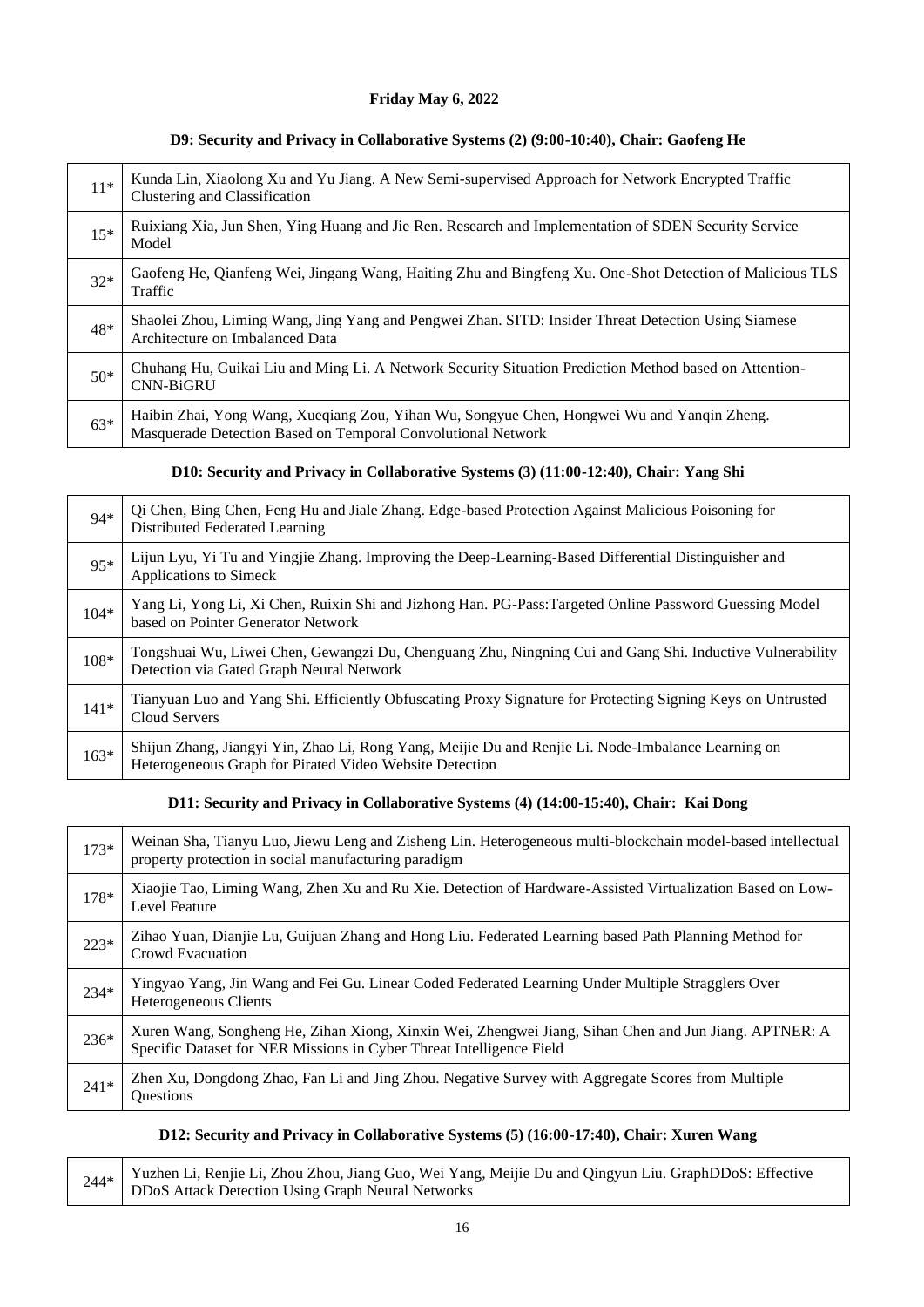**Friday May 6, 2022**

### D9: Security and Privacy in Collaborative Systems (2) (9:00-10:40), Chair: Gaofeng He

| | |
|---|---|
| 11* | Kunda Lin, Xiaolong Xu and Yu Jiang. A New Semi-supervised Approach for Network Encrypted Traffic Clustering and Classification |
| 15* | Ruixiang Xia, Jun Shen, Ying Huang and Jie Ren. Research and Implementation of SDEN Security Service Model |
| 32* | Gaofeng He, Qianfeng Wei, Jingang Wang, Haiting Zhu and Bingfeng Xu. One-Shot Detection of Malicious TLS Traffic |
| 48* | Shaolei Zhou, Liming Wang, Jing Yang and Pengwei Zhan. SITD: Insider Threat Detection Using Siamese Architecture on Imbalanced Data |
| 50* | Chuhang Hu, Guikai Liu and Ming Li. A Network Security Situation Prediction Method based on Attention-CNN-BiGRU |
| 63* | Haibin Zhai, Yong Wang, Xueqiang Zou, Yihan Wu, Songyue Chen, Hongwei Wu and Yanqin Zheng. Masquerade Detection Based on Temporal Convolutional Network |

### D10: Security and Privacy in Collaborative Systems (3) (11:00-12:40), Chair: Yang Shi

| | |
|---|---|
| 94* | Qi Chen, Bing Chen, Feng Hu and Jiale Zhang. Edge-based Protection Against Malicious Poisoning for Distributed Federated Learning |
| 95* | Lijun Lyu, Yi Tu and Yingjie Zhang. Improving the Deep-Learning-Based Differential Distinguisher and Applications to Simeck |
| 104* | Yang Li, Yong Li, Xi Chen, Ruixin Shi and Jizhong Han. PG-Pass:Targeted Online Password Guessing Model based on Pointer Generator Network |
| 108* | Tongshuai Wu, Liwei Chen, Gewangzi Du, Chenguang Zhu, Ningning Cui and Gang Shi. Inductive Vulnerability Detection via Gated Graph Neural Network |
| 141* | Tianyuan Luo and Yang Shi. Efficiently Obfuscating Proxy Signature for Protecting Signing Keys on Untrusted Cloud Servers |
| 163* | Shijun Zhang, Jiangyi Yin, Zhao Li, Rong Yang, Meijie Du and Renjie Li. Node-Imbalance Learning on Heterogeneous Graph for Pirated Video Website Detection |

### D11: Security and Privacy in Collaborative Systems (4) (14:00-15:40), Chair: Kai Dong

| | |
|---|---|
| 173* | Weinan Sha, Tianyu Luo, Jiewu Leng and Zisheng Lin. Heterogeneous multi-blockchain model-based intellectual property protection in social manufacturing paradigm |
| 178* | Xiaojie Tao, Liming Wang, Zhen Xu and Ru Xie. Detection of Hardware-Assisted Virtualization Based on Low-Level Feature |
| 223* | Zihao Yuan, Dianjie Lu, Guijuan Zhang and Hong Liu. Federated Learning based Path Planning Method for Crowd Evacuation |
| 234* | Yingyao Yang, Jin Wang and Fei Gu. Linear Coded Federated Learning Under Multiple Stragglers Over Heterogeneous Clients |
| 236* | Xuren Wang, Songheng He, Zihan Xiong, Xinxin Wei, Zhengwei Jiang, Sihan Chen and Jun Jiang. APTNER: A Specific Dataset for NER Missions in Cyber Threat Intelligence Field |
| 241* | Zhen Xu, Dongdong Zhao, Fan Li and Jing Zhou. Negative Survey with Aggregate Scores from Multiple Questions |

### D12: Security and Privacy in Collaborative Systems (5) (16:00-17:40), Chair: Xuren Wang

| | |
|---|---|
| 244* | Yuzhen Li, Renjie Li, Zhou Zhou, Jiang Guo, Wei Yang, Meijie Du and Qingyun Liu. GraphDDoS: Effective DDoS Attack Detection Using Graph Neural Networks |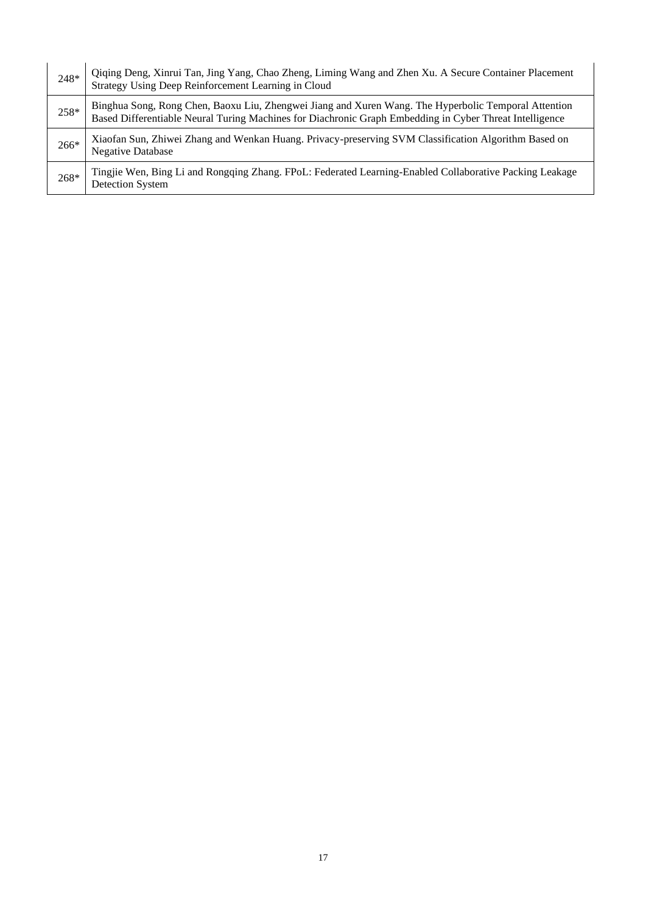| | |
|---|---|
| 248* | Qiqing Deng, Xinrui Tan, Jing Yang, Chao Zheng, Liming Wang and Zhen Xu. A Secure Container Placement Strategy Using Deep Reinforcement Learning in Cloud |
| 258* | Binghua Song, Rong Chen, Baoxu Liu, Zhengwei Jiang and Xuren Wang. The Hyperbolic Temporal Attention Based Differentiable Neural Turing Machines for Diachronic Graph Embedding in Cyber Threat Intelligence |
| 266* | Xiaofan Sun, Zhiwei Zhang and Wenkan Huang. Privacy-preserving SVM Classification Algorithm Based on Negative Database |
| 268* | Tingjie Wen, Bing Li and Rongqing Zhang. FPoL: Federated Learning-Enabled Collaborative Packing Leakage Detection System |